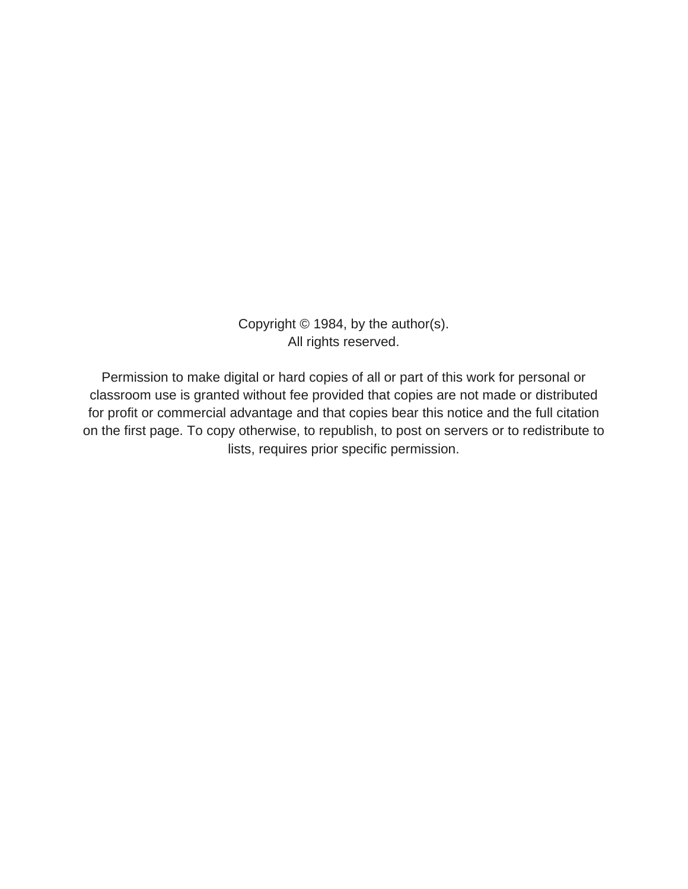Copyright © 1984, by the author(s).
All rights reserved.

Permission to make digital or hard copies of all or part of this work for personal or classroom use is granted without fee provided that copies are not made or distributed for profit or commercial advantage and that copies bear this notice and the full citation on the first page. To copy otherwise, to republish, to post on servers or to redistribute to lists, requires prior specific permission.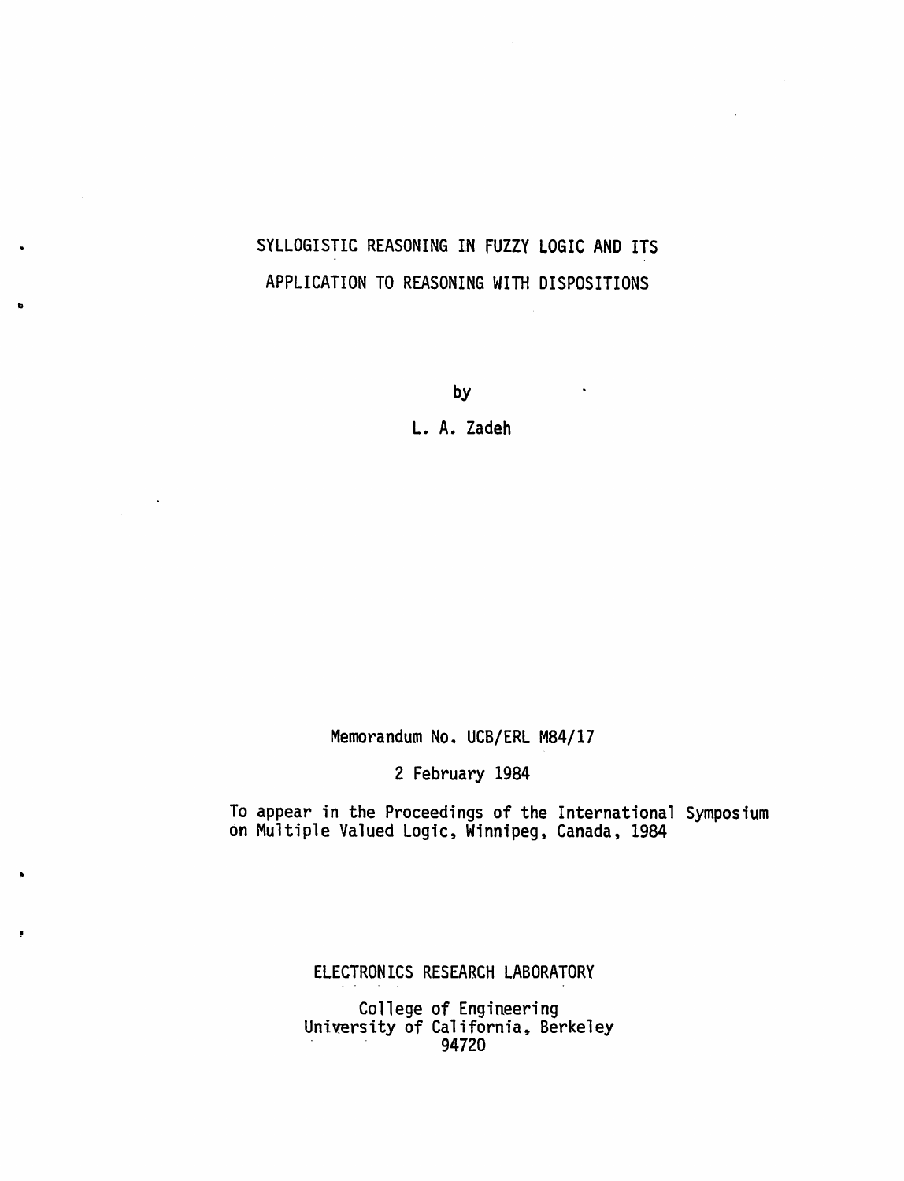# SYLLOGISTIC REASONING IN FUZZY LOGIC AND ITS APPLICATION TO REASONING WITH DISPOSITIONS

by

L. A. Zadeh

Memorandum No. UCB/ERL M84/17

2 February 1984

To appear in the Proceedings of the International Symposium on Multiple Valued Logic, Winnipeg, Canada, 1984

ELECTRONICS RESEARCH LABORATORY

College of Engineering
University of California, Berkeley
94720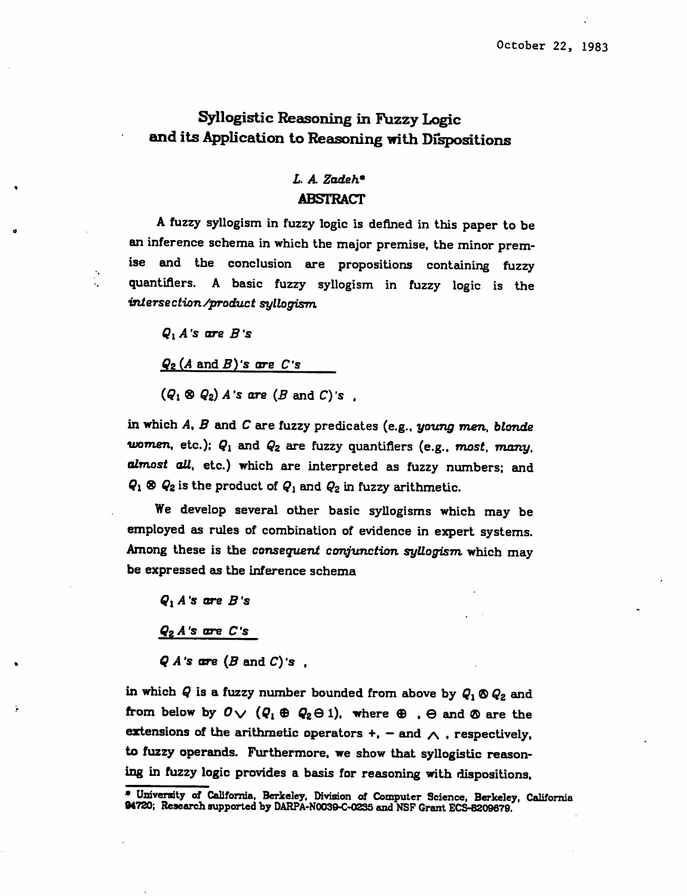October 22, 1983

# Syllogistic Reasoning in Fuzzy Logic and its Application to Reasoning with Dispositions

*L. A. Zadeh*\*

## ABSTRACT

A fuzzy syllogism in fuzzy logic is defined in this paper to be an inference schema in which the major premise, the minor premise and the conclusion are propositions containing fuzzy quantifiers. A basic fuzzy syllogism in fuzzy logic is the *intersection/product syllogism*

$Q_1$ *A's are B's*

$Q_2$ *(A* and *B)'s are C's*

$(Q_1 \otimes Q_2)$ *A's are (B* and *C)'s* ,

in which $A$, $B$ and $C$ are fuzzy predicates (e.g., *young men, blonde women*, etc.); $Q_1$ and $Q_2$ are fuzzy quantifiers (e.g., *most, many, almost all*, etc.) which are interpreted as fuzzy numbers; and $Q_1 \otimes Q_2$ is the product of $Q_1$ and $Q_2$ in fuzzy arithmetic.

We develop several other basic syllogisms which may be employed as rules of combination of evidence in expert systems. Among these is the *consequent conjunction syllogism* which may be expressed as the inference schema

$Q_1$ *A's are B's*

$Q_2$ *A's are C's*

$Q$ *A's are (B* and *C)'s* ,

in which $Q$ is a fuzzy number bounded from above by $Q_1 \otimes Q_2$ and from below by $0 \vee (Q_1 \oplus Q_2 \ominus 1)$, where $\oplus$ , $\ominus$ and $\otimes$ are the extensions of the arithmetic operators $+$, $-$ and $\wedge$ , respectively, to fuzzy operands. Furthermore, we show that syllogistic reasoning in fuzzy logic provides a basis for reasoning with dispositions,

\* University of California, Berkeley, Division of Computer Science, Berkeley, California 94720; Research supported by DARPA-N0039-C-0235 and NSF Grant ECS-8209679.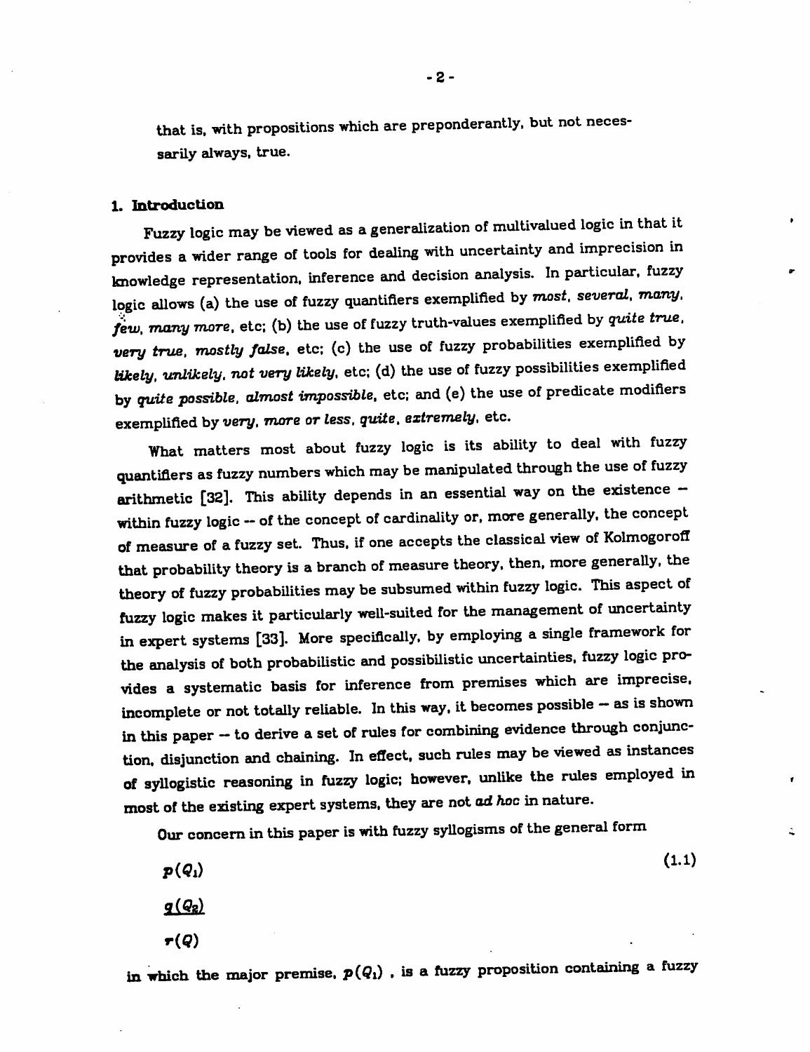that is, with propositions which are preponderantly, but not necessarily always, true.

## 1. Introduction

Fuzzy logic may be viewed as a generalization of multivalued logic in that it provides a wider range of tools for dealing with uncertainty and imprecision in knowledge representation, inference and decision analysis. In particular, fuzzy logic allows (a) the use of fuzzy quantifiers exemplified by *most, several, many, few, many more*, etc; (b) the use of fuzzy truth-values exemplified by *quite true, very true, mostly false*, etc; (c) the use of fuzzy probabilities exemplified by *likely, unlikely, not very likely*, etc; (d) the use of fuzzy possibilities exemplified by *quite possible, almost impossible*, etc; and (e) the use of predicate modifiers exemplified by *very, more or less, quite, extremely*, etc.

What matters most about fuzzy logic is its ability to deal with fuzzy quantifiers as fuzzy numbers which may be manipulated through the use of fuzzy arithmetic [32]. This ability depends in an essential way on the existence -- within fuzzy logic -- of the concept of cardinality or, more generally, the concept of measure of a fuzzy set. Thus, if one accepts the classical view of Kolmogoroff that probability theory is a branch of measure theory, then, more generally, the theory of fuzzy probabilities may be subsumed within fuzzy logic. This aspect of fuzzy logic makes it particularly well-suited for the management of uncertainty in expert systems [33]. More specifically, by employing a single framework for the analysis of both probabilistic and possibilistic uncertainties, fuzzy logic provides a systematic basis for inference from premises which are imprecise, incomplete or not totally reliable. In this way, it becomes possible -- as is shown in this paper -- to derive a set of rules for combining evidence through conjunction, disjunction and chaining. In effect, such rules may be viewed as instances of syllogistic reasoning in fuzzy logic; however, unlike the rules employed in most of the existing expert systems, they are not *ad hoc* in nature.

Our concern in this paper is with fuzzy syllogisms of the general form

$$\begin{array}{l} p(Q_1) \\ \underline{q(Q_2)} \\ r(Q) \end{array} \qquad (1.1)$$

in which the major premise, $p(Q_1)$ , is a fuzzy proposition containing a fuzzy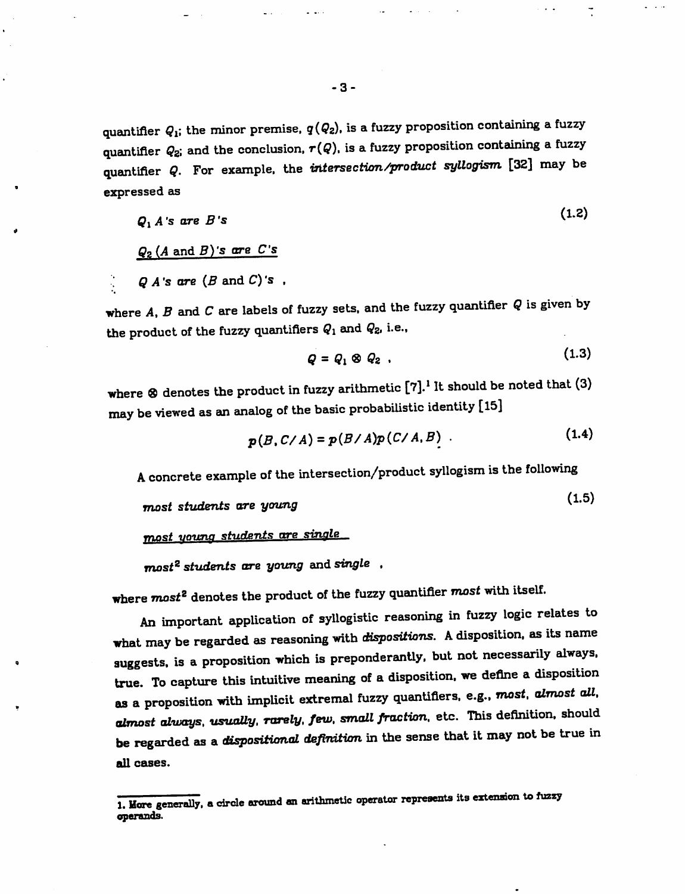quantifier $Q_1$; the minor premise, $q(Q_2)$, is a fuzzy proposition containing a fuzzy quantifier $Q_2$; and the conclusion, $r(Q)$, is a fuzzy proposition containing a fuzzy quantifier $Q$. For example, the *intersection/product syllogism* [32] may be expressed as

$$
\begin{array}{l}
Q_1 \; A\text{'s are } B\text{'s} \\
\underline{Q_2 \; (A \text{ and } B)\text{'s are } C\text{'s}} \\
\therefore \quad Q \; A\text{'s are } (B \text{ and } C)\text{'s} \; ,
\end{array}
\tag{1.2}
$$

where $A$, $B$ and $C$ are labels of fuzzy sets, and the fuzzy quantifier $Q$ is given by the product of the fuzzy quantifiers $Q_1$ and $Q_2$, i.e.,

$$
Q = Q_1 \otimes Q_2 \; , \tag{1.3}
$$

where $\otimes$ denotes the product in fuzzy arithmetic [7].[1] It should be noted that (3) may be viewed as an analog of the basic probabilistic identity [15]

$$
p(B, C/A) = p(B/A)p(C/A, B) \; . \tag{1.4}
$$

A concrete example of the intersection/product syllogism is the following

$$
\begin{array}{l}
\textit{most students are young} \\
\underline{\textit{most young students are single}} \\
\textit{most}^2 \textit{ students are young} \text{ and } \textit{single} \; ,
\end{array}
\tag{1.5}
$$

where $most^2$ denotes the product of the fuzzy quantifier *most* with itself.

An important application of syllogistic reasoning in fuzzy logic relates to what may be regarded as reasoning with *dispositions*. A disposition, as its name suggests, is a proposition which is preponderantly, but not necessarily always, true. To capture this intuitive meaning of a disposition, we define a disposition as a proposition with implicit extremal fuzzy quantifiers, e.g., *most*, *almost all*, *almost always*, *usually*, *rarely*, *few*, *small fraction*, etc. This definition, should be regarded as a *dispositional definition* in the sense that it may not be true in all cases.

---

1. More generally, a circle around an arithmetic operator represents its extension to fuzzy operands.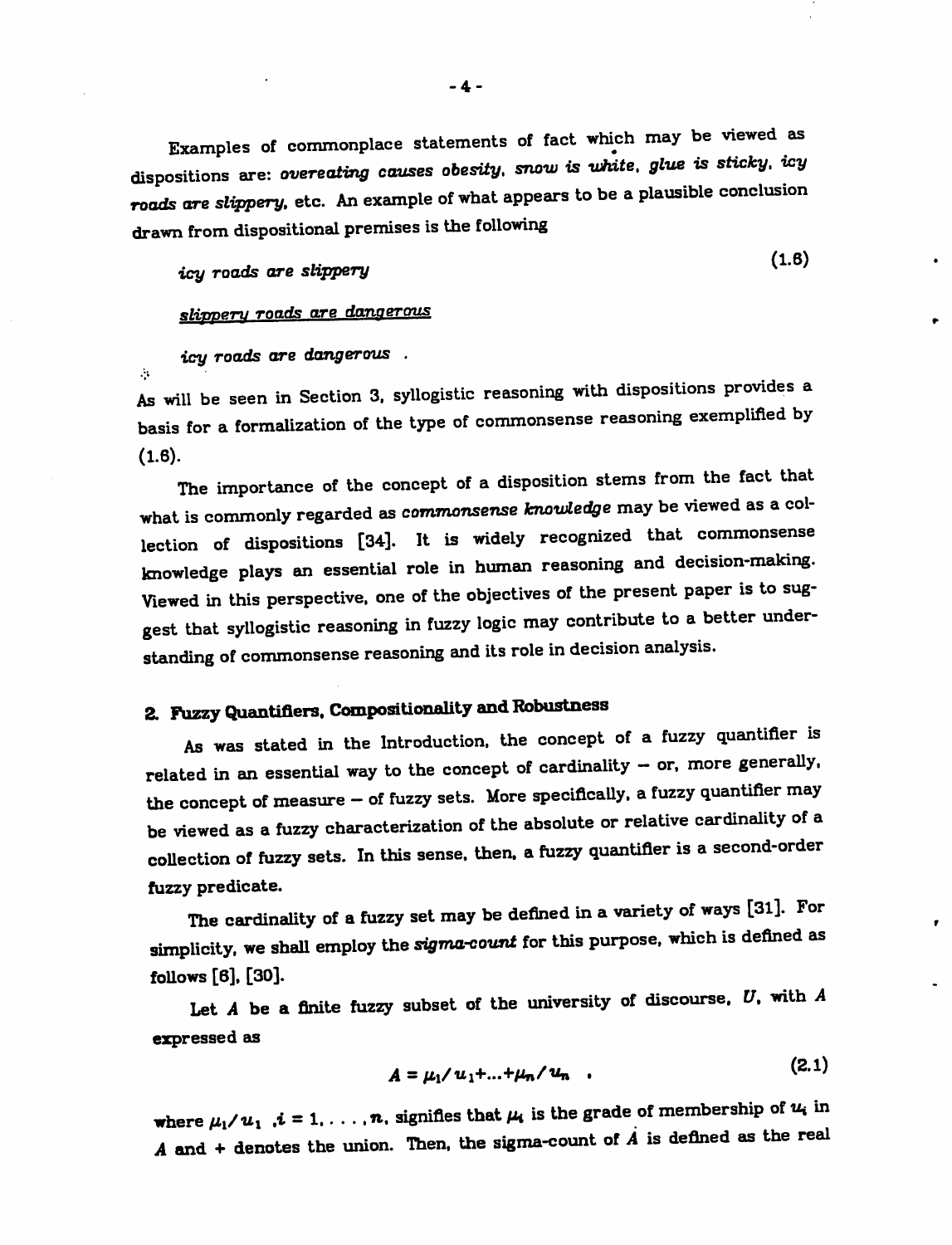Examples of commonplace statements of fact which may be viewed as dispositions are: *overeating causes obesity, snow is white, glue is sticky, icy roads are slippery*, etc. An example of what appears to be a plausible conclusion drawn from dispositional premises is the following

*icy roads are slippery* (1.6)

*slippery roads are dangerous*

*icy roads are dangerous* .

As will be seen in Section 3, syllogistic reasoning with dispositions provides a basis for a formalization of the type of commonsense reasoning exemplified by (1.6).

The importance of the concept of a disposition stems from the fact that what is commonly regarded as *commonsense knowledge* may be viewed as a collection of dispositions [34]. It is widely recognized that commonsense knowledge plays an essential role in human reasoning and decision-making. Viewed in this perspective, one of the objectives of the present paper is to suggest that syllogistic reasoning in fuzzy logic may contribute to a better understanding of commonsense reasoning and its role in decision analysis.

## 2. Fuzzy Quantifiers, Compositionality and Robustness

As was stated in the Introduction, the concept of a fuzzy quantifier is related in an essential way to the concept of cardinality – or, more generally, the concept of measure – of fuzzy sets. More specifically, a fuzzy quantifier may be viewed as a fuzzy characterization of the absolute or relative cardinality of a collection of fuzzy sets. In this sense, then, a fuzzy quantifier is a second-order fuzzy predicate.

The cardinality of a fuzzy set may be defined in a variety of ways [31]. For simplicity, we shall employ the *sigma-count* for this purpose, which is defined as follows [6], [30].

Let $A$ be a finite fuzzy subset of the university of discourse, $U$, with $A$ expressed as

$$A = \mu_1/u_1 + \ldots + \mu_n/u_n \quad . \tag{2.1}$$

where $\mu_i/u_i$ ,$i = 1, \ldots, n$, signifies that $\mu_i$ is the grade of membership of $u_i$ in $A$ and + denotes the union. Then, the sigma-count of $A$ is defined as the real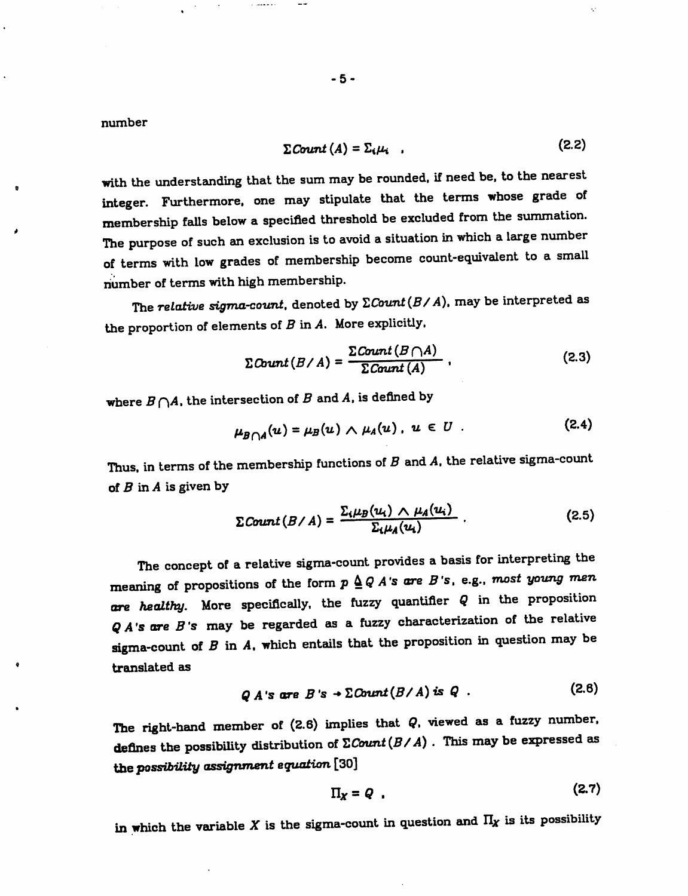number

$$\Sigma Count\,(A) = \Sigma_i \mu_i \quad , \tag{2.2}$$

with the understanding that the sum may be rounded, if need be, to the nearest integer. Furthermore, one may stipulate that the terms whose grade of membership falls below a specified threshold be excluded from the summation. The purpose of such an exclusion is to avoid a situation in which a large number of terms with low grades of membership become count-equivalent to a small number of terms with high membership.

The *relative sigma-count*, denoted by $\Sigma Count\,(B/A)$, may be interpreted as the proportion of elements of $B$ in $A$. More explicitly,

$$\Sigma Count\,(B/A) = \frac{\Sigma Count\,(B \cap A)}{\Sigma Count\,(A)} \quad , \tag{2.3}$$

where $B \cap A$, the intersection of $B$ and $A$, is defined by

$$\mu_{B \cap A}(u) = \mu_B(u) \wedge \mu_A(u)\ , \ u \in U \ . \tag{2.4}$$

Thus, in terms of the membership functions of $B$ and $A$, the relative sigma-count of $B$ in $A$ is given by

$$\Sigma Count\,(B/A) = \frac{\Sigma_i \mu_B(u_i) \wedge \mu_A(u_i)}{\Sigma_i \mu_A(u_i)} \ . \tag{2.5}$$

The concept of a relative sigma-count provides a basis for interpreting the meaning of propositions of the form $p \triangleq Q$ *A's are B's*, e.g., *most young men are healthy*. More specifically, the fuzzy quantifier $Q$ in the proposition *Q A's are B's* may be regarded as a fuzzy characterization of the relative sigma-count of $B$ in $A$, which entails that the proposition in question may be translated as

$$Q \ A\text{'s are } B\text{'s} \rightarrow \Sigma Count\,(B/A) \text{ is } Q \ . \tag{2.6}$$

The right-hand member of (2.6) implies that $Q$, viewed as a fuzzy number, defines the possibility distribution of $\Sigma Count\,(B/A)$ . This may be expressed as the *possibility assignment equation* [30]

$$\Pi_X = Q \ , \tag{2.7}$$

in which the variable $X$ is the sigma-count in question and $\Pi_X$ is its possibility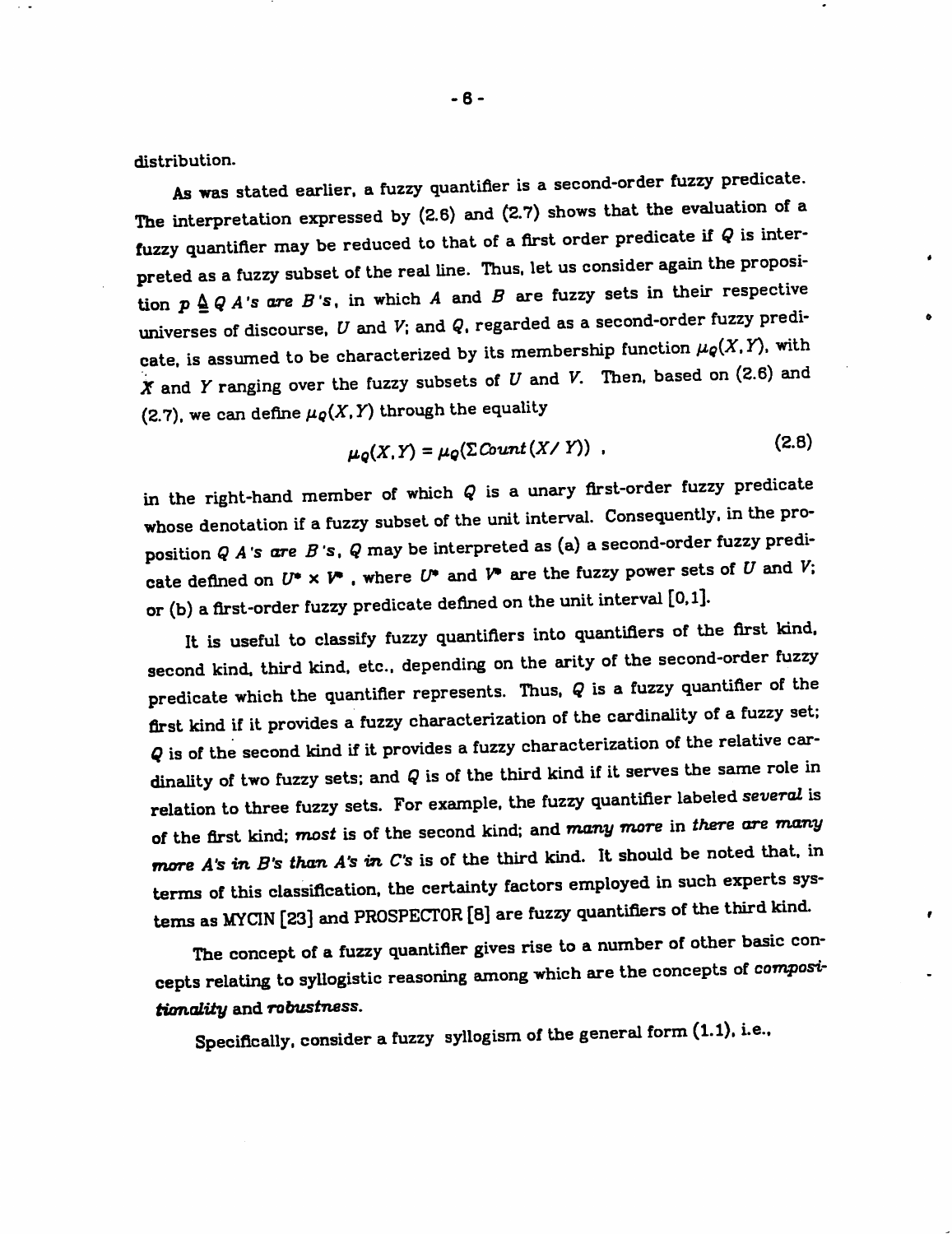distribution.

As was stated earlier, a fuzzy quantifier is a second-order fuzzy predicate. The interpretation expressed by (2.6) and (2.7) shows that the evaluation of a fuzzy quantifier may be reduced to that of a first order predicate if $Q$ is interpreted as a fuzzy subset of the real line. Thus, let us consider again the proposition $p \triangleq Q$ *A's are B's*, in which $A$ and $B$ are fuzzy sets in their respective universes of discourse, $U$ and $V$; and $Q$, regarded as a second-order fuzzy predicate, is assumed to be characterized by its membership function $\mu_Q(X,Y)$, with $X$ and $Y$ ranging over the fuzzy subsets of $U$ and $V$. Then, based on (2.6) and (2.7), we can define $\mu_Q(X,Y)$ through the equality

$$\mu_Q(X,Y) = \mu_Q(\Sigma Count(X/Y)) \quad , \tag{2.8}$$

in the right-hand member of which $Q$ is a unary first-order fuzzy predicate whose denotation if a fuzzy subset of the unit interval. Consequently, in the proposition $Q$ *A's are B's*, $Q$ may be interpreted as (a) a second-order fuzzy predicate defined on $U^* \times V^*$, where $U^*$ and $V^*$ are the fuzzy power sets of $U$ and $V$; or (b) a first-order fuzzy predicate defined on the unit interval $[0,1]$.

It is useful to classify fuzzy quantifiers into quantifiers of the first kind, second kind, third kind, etc., depending on the arity of the second-order fuzzy predicate which the quantifier represents. Thus, $Q$ is a fuzzy quantifier of the first kind if it provides a fuzzy characterization of the cardinality of a fuzzy set; $Q$ is of the second kind if it provides a fuzzy characterization of the relative cardinality of two fuzzy sets; and $Q$ is of the third kind if it serves the same role in relation to three fuzzy sets. For example, the fuzzy quantifier labeled *several* is of the first kind; *most* is of the second kind; and *many more* in *there are many more A's in B's than A's in C's* is of the third kind. It should be noted that, in terms of this classification, the certainty factors employed in such experts systems as MYCIN [23] and PROSPECTOR [8] are fuzzy quantifiers of the third kind.

The concept of a fuzzy quantifier gives rise to a number of other basic concepts relating to syllogistic reasoning among which are the concepts of *compositionality* and *robustness*.

Specifically, consider a fuzzy syllogism of the general form (1.1), i.e.,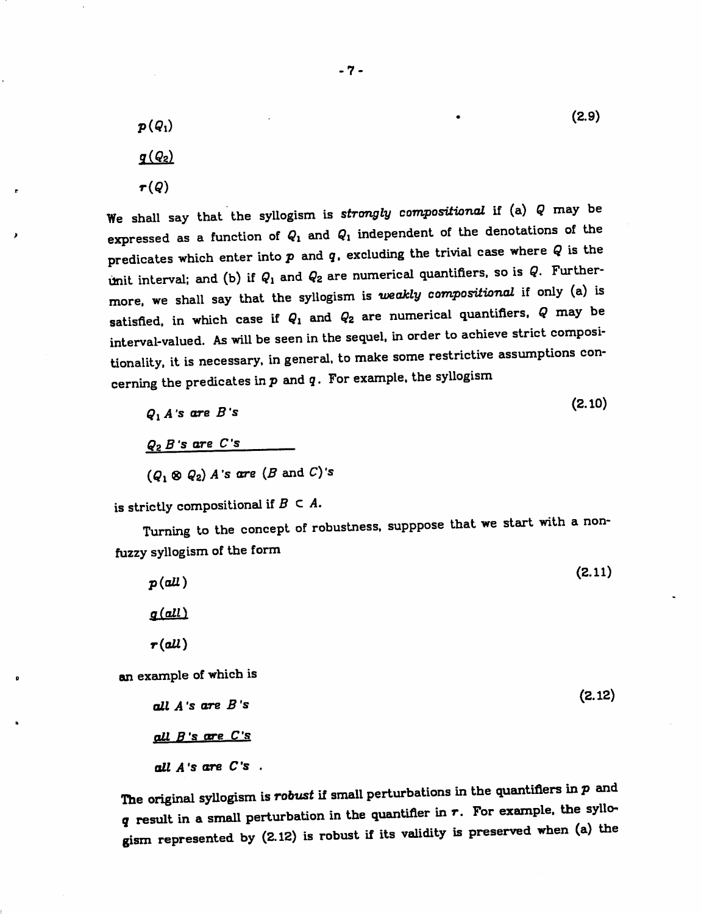$$
\begin{array}{l}
p(Q_1) \\
\underline{q(Q_2)} \\
r(Q)
\end{array}
\tag{2.9}
$$

We shall say that the syllogism is *strongly compositional* if (a) $Q$ may be expressed as a function of $Q_1$ and $Q_1$ independent of the denotations of the predicates which enter into $p$ and $q$, excluding the trivial case where $Q$ is the unit interval; and (b) if $Q_1$ and $Q_2$ are numerical quantifiers, so is $Q$. Furthermore, we shall say that the syllogism is *weakly compositional* if only (a) is satisfied, in which case if $Q_1$ and $Q_2$ are numerical quantifiers, $Q$ may be interval-valued. As will be seen in the sequel, in order to achieve strict compositionality, it is necessary, in general, to make some restrictive assumptions concerning the predicates in $p$ and $q$. For example, the syllogism

$$
\begin{array}{l}
Q_1 \; A\text{'s are } B\text{'s} \\
\underline{Q_2 \; B\text{'s are } C\text{'s}} \\
(Q_1 \otimes Q_2) \; A\text{'s are } (B \text{ and } C)\text{'s}
\end{array}
\tag{2.10}
$$

is strictly compositional if $B \subset A$.

Turning to the concept of robustness, supppose that we start with a non-fuzzy syllogism of the form

$$
\begin{array}{l}
p(all) \\
\underline{q(all)} \\
r(all)
\end{array}
\tag{2.11}
$$

an example of which is

$$
\begin{array}{l}
all \; A\text{'s are } B\text{'s} \\
\underline{all \; B\text{'s are } C\text{'s}} \\
all \; A\text{'s are } C\text{'s} \; .
\end{array}
\tag{2.12}
$$

The original syllogism is *robust* if small perturbations in the quantifiers in $p$ and $q$ result in a small perturbation in the quantifier in $r$. For example, the syllogism represented by (2.12) is robust if its validity is preserved when (a) the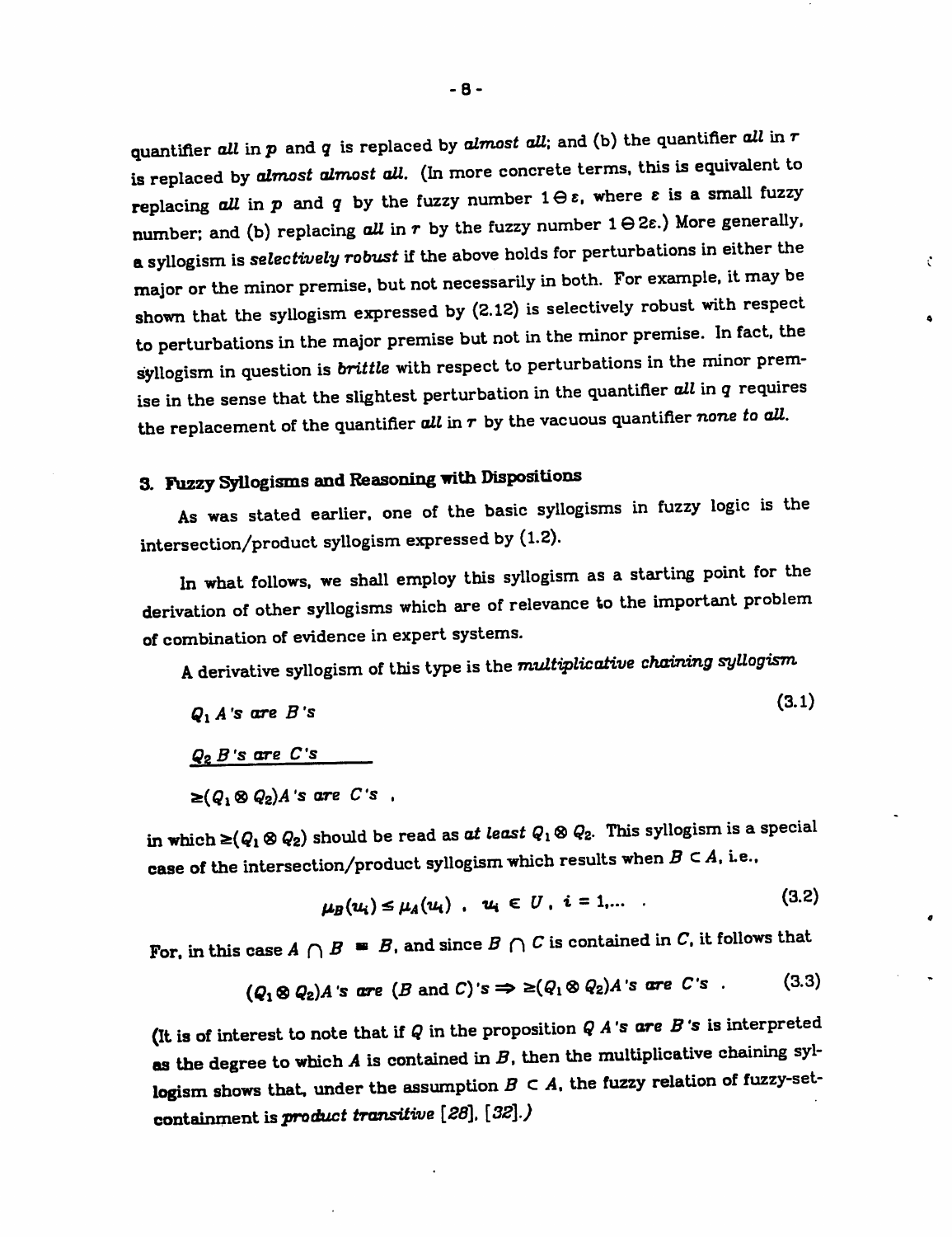quantifier *all* in $p$ and $q$ is replaced by *almost all*; and (b) the quantifier *all* in $r$ is replaced by *almost almost all*. (In more concrete terms, this is equivalent to replacing *all* in $p$ and $q$ by the fuzzy number $1 \ominus \varepsilon$, where $\varepsilon$ is a small fuzzy number; and (b) replacing *all* in $r$ by the fuzzy number $1 \ominus 2\varepsilon$.) More generally, a syllogism is *selectively robust* if the above holds for perturbations in either the major or the minor premise, but not necessarily in both. For example, it may be shown that the syllogism expressed by (2.12) is selectively robust with respect to perturbations in the major premise but not in the minor premise. In fact, the syllogism in question is *brittle* with respect to perturbations in the minor premise in the sense that the slightest perturbation in the quantifier *all* in $q$ requires the replacement of the quantifier *all* in $r$ by the vacuous quantifier *none to all*.

## 3. Fuzzy Syllogisms and Reasoning with Dispositions

As was stated earlier, one of the basic syllogisms in fuzzy logic is the intersection/product syllogism expressed by (1.2).

In what follows, we shall employ this syllogism as a starting point for the derivation of other syllogisms which are of relevance to the important problem of combination of evidence in expert systems.

A derivative syllogism of this type is the *multiplicative chaining syllogism*

$$
\begin{array}{l}
Q_1 \; A\text{'s are } B\text{'s} \\
\underline{Q_2 \; B\text{'s are } C\text{'s}} \\
\geq (Q_1 \otimes Q_2) A\text{'s are } C\text{'s} \; ,
\end{array}
\tag{3.1}
$$

in which $\geq (Q_1 \otimes Q_2)$ should be read as *at least* $Q_1 \otimes Q_2$. This syllogism is a special case of the intersection/product syllogism which results when $B \subset A$, i.e.,

$$\mu_B(u_i) \leq \mu_A(u_i) \;, \quad u_i \in U \,, \; i = 1, \ldots \; . \tag{3.2}$$

For, in this case $A \cap B = B$, and since $B \cap C$ is contained in $C$, it follows that

$$(Q_1 \otimes Q_2) A\text{'s are } (B \text{ and } C)\text{'s} \Rightarrow \; \geq (Q_1 \otimes Q_2) A\text{'s are } C\text{'s} \; . \tag{3.3}$$

(It is of interest to note that if $Q$ in the proposition $Q$ *A's are B's* is interpreted as the degree to which $A$ is contained in $B$, then the multiplicative chaining syllogism shows that, under the assumption $B \subset A$, the fuzzy relation of fuzzy-set-containment is *product transitive* [28], [32].)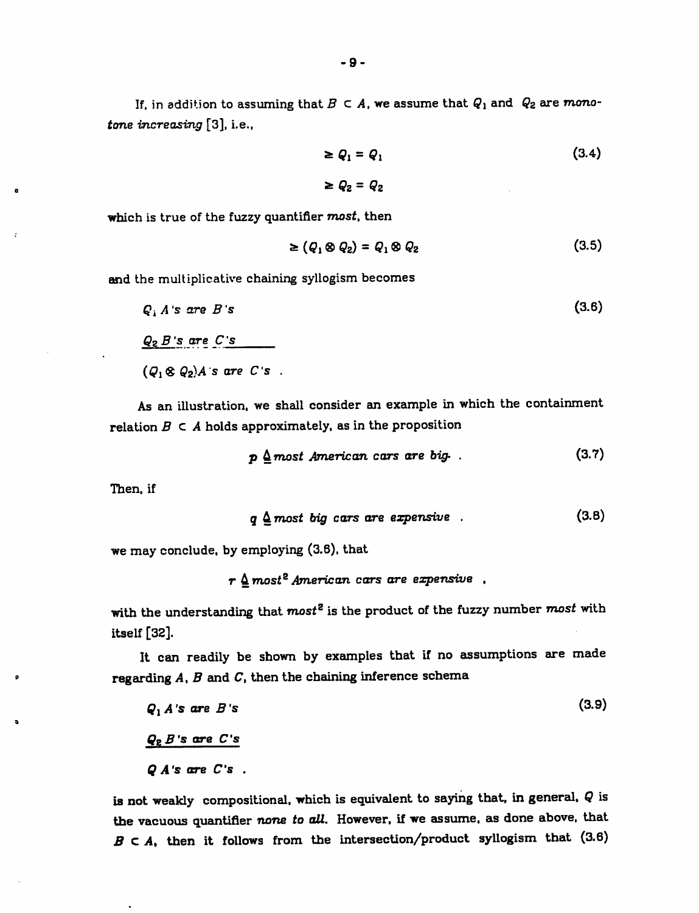If, in addition to assuming that $B \subset A$, we assume that $Q_1$ and $Q_2$ are *monotone increasing* [3], i.e.,

$$\geq Q_1 = Q_1 \tag{3.4}$$

$$\geq Q_2 = Q_2$$

which is true of the fuzzy quantifier *most*, then

$$\geq (Q_1 \otimes Q_2) = Q_1 \otimes Q_2 \tag{3.5}$$

and the multiplicative chaining syllogism becomes

$$
\begin{array}{l}
Q_1 \; A\text{'s are } B\text{'s} \\
\underline{Q_2 \; B\text{'s are } C\text{'s}} \\
(Q_1 \otimes Q_2) A\text{'s are } C\text{'s} \; .
\end{array}
\tag{3.6}
$$

As an illustration, we shall consider an example in which the containment relation $B \subset A$ holds approximately, as in the proposition

$$p \triangleq \textit{most American cars are big} \; . \tag{3.7}$$

Then, if

$$q \triangleq \textit{most big cars are expensive} \; . \tag{3.8}$$

we may conclude, by employing (3.6), that

$$r \triangleq \textit{most}^2 \textit{ American cars are expensive} \; ,$$

with the understanding that $most^2$ is the product of the fuzzy number *most* with itself [32].

It can readily be shown by examples that if no assumptions are made regarding $A$, $B$ and $C$, then the chaining inference schema

$$
\begin{array}{l}
Q_1 \; A\text{'s are } B\text{'s} \\
\underline{Q_2 \; B\text{'s are } C\text{'s}} \\
Q \; A\text{'s are } C\text{'s} \; .
\end{array}
\tag{3.9}
$$

is not weakly compositional, which is equivalent to saying that, in general, $Q$ is the vacuous quantifier *none to all*. However, if we assume, as done above, that $B \subset A$, then it follows from the intersection/product syllogism that (3.6)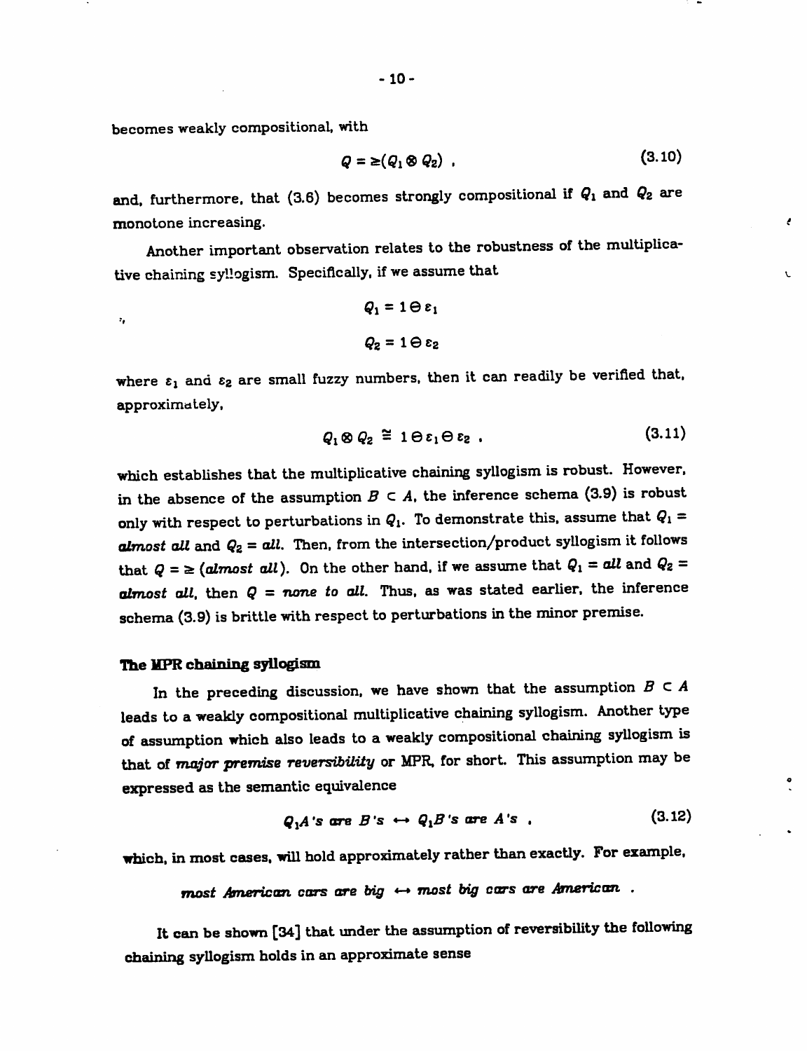becomes weakly compositional, with

$$Q = \geq(Q_1 \otimes Q_2) \ , \tag{3.10}$$

and, furthermore, that (3.6) becomes strongly compositional if $Q_1$ and $Q_2$ are monotone increasing.

Another important observation relates to the robustness of the multiplicative chaining syllogism. Specifically, if we assume that

$$Q_1 = 1 \ominus \varepsilon_1$$

$$Q_2 = 1 \ominus \varepsilon_2$$

where $\varepsilon_1$ and $\varepsilon_2$ are small fuzzy numbers, then it can readily be verified that, approximately,

$$Q_1 \otimes Q_2 \cong 1 \ominus \varepsilon_1 \ominus \varepsilon_2 \ , \tag{3.11}$$

which establishes that the multiplicative chaining syllogism is robust. However, in the absence of the assumption $B \subset A$, the inference schema (3.9) is robust only with respect to perturbations in $Q_1$. To demonstrate this, assume that $Q_1$ = *almost all* and $Q_2$ = *all*. Then, from the intersection/product syllogism it follows that $Q = \geq$ (*almost all*). On the other hand, if we assume that $Q_1$ = *all* and $Q_2$ = *almost all*, then $Q$ = *none to all*. Thus, as was stated earlier, the inference schema (3.9) is brittle with respect to perturbations in the minor premise.

### The MPR chaining syllogism

In the preceding discussion, we have shown that the assumption $B \subset A$ leads to a weakly compositional multiplicative chaining syllogism. Another type of assumption which also leads to a weakly compositional chaining syllogism is that of *major premise reversibility* or MPR, for short. This assumption may be expressed as the semantic equivalence

$$Q_1 A\text{'s are } B\text{'s} \leftrightarrow Q_1 B\text{'s are } A\text{'s} \ , \tag{3.12}$$

which, in most cases, will hold approximately rather than exactly. For example,

*most American cars are big* $\leftrightarrow$ *most big cars are American* .

It can be shown [34] that under the assumption of reversibility the following chaining syllogism holds in an approximate sense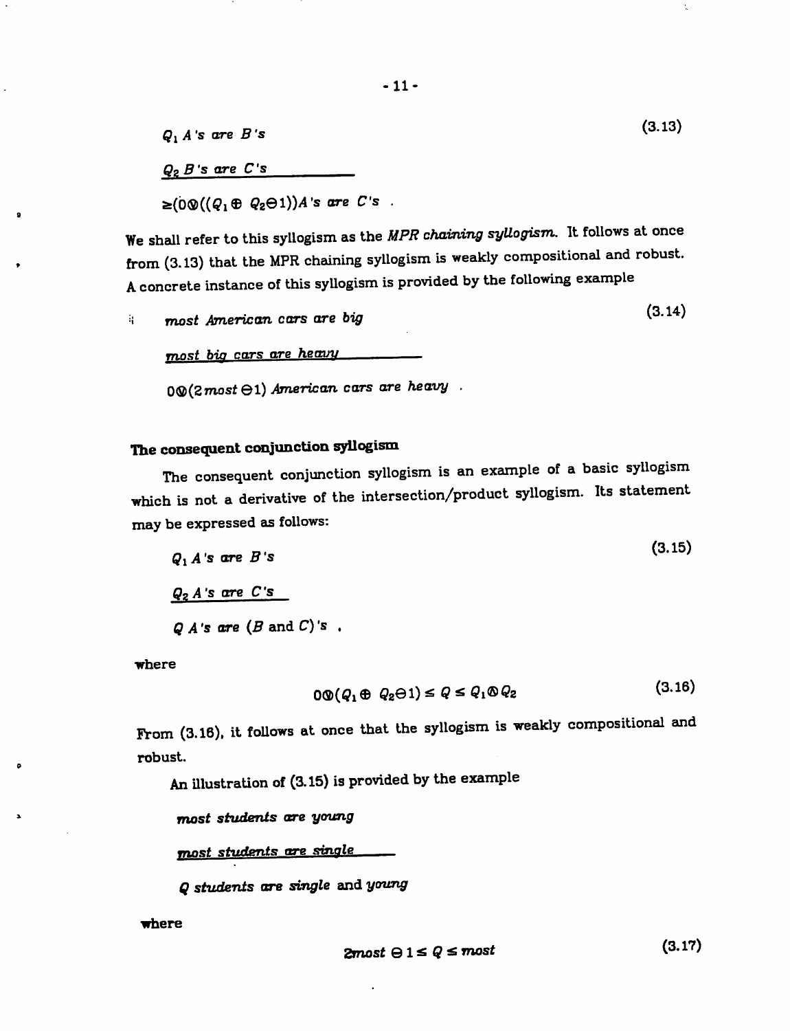$$Q_1 \; A\text{'s are } B\text{'s} \tag{3.13}$$

$$\underline{Q_2 \; B\text{'s are } C\text{'s}}$$

$$\geq (0 \otimes ((Q_1 \oplus Q_2 \ominus 1)) A\text{'s are } C\text{'s} \;\; .$$

We shall refer to this syllogism as the *MPR chaining syllogism*. It follows at once from (3.13) that the MPR chaining syllogism is weakly compositional and robust. A concrete instance of this syllogism is provided by the following example

$$\textit{most American cars are big} \tag{3.14}$$

$$\underline{\textit{most big cars are heavy}}$$

$$0 \otimes (2\,\textit{most} \ominus 1) \; \textit{American cars are heavy} \;\; .$$

**The consequent conjunction syllogism**

The consequent conjunction syllogism is an example of a basic syllogism which is not a derivative of the intersection/product syllogism. Its statement may be expressed as follows:

$$Q_1 \; A\text{'s are } B\text{'s} \tag{3.15}$$

$$\underline{Q_2 \; A\text{'s are } C\text{'s}}$$

$$Q \; A\text{'s are } (B \text{ and } C)\text{'s} \;\; ,$$

where

$$0 \otimes (Q_1 \oplus Q_2 \ominus 1) \leq Q \leq Q_1 \otimes Q_2 \tag{3.16}$$

From (3.16), it follows at once that the syllogism is weakly compositional and robust.

An illustration of (3.15) is provided by the example

$$\textit{most students are young}$$

$$\underline{\textit{most students are single}}$$

$$Q \; \textit{students are single} \text{ and } \textit{young}$$

where

$$2\textit{most} \ominus 1 \leq Q \leq \textit{most} \tag{3.17}$$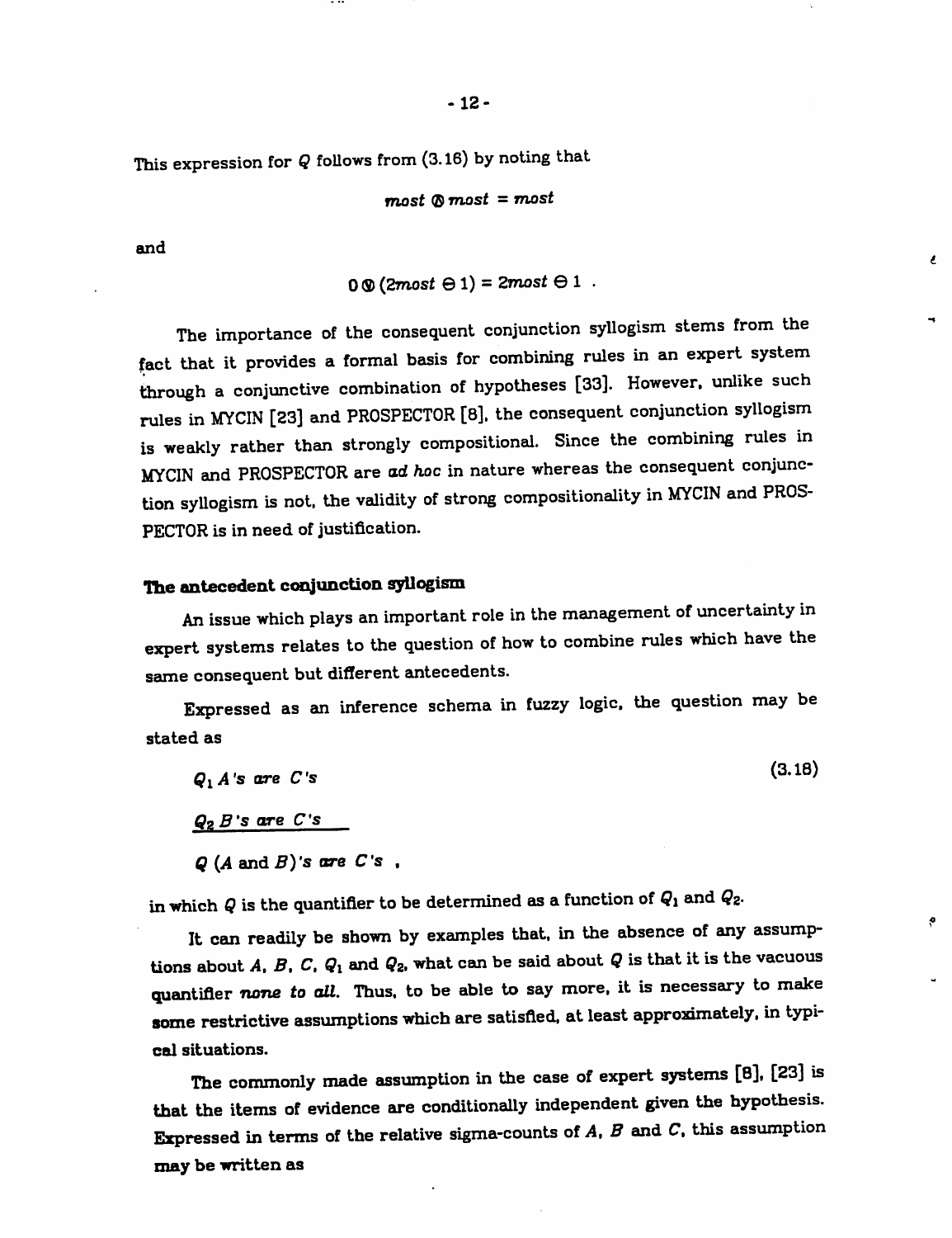This expression for $Q$ follows from (3.16) by noting that

$$most \otimes most = most$$

and

$$0 \otimes (2most \ominus 1) = 2most \ominus 1 \ .$$

The importance of the consequent conjunction syllogism stems from the fact that it provides a formal basis for combining rules in an expert system through a conjunctive combination of hypotheses [33]. However, unlike such rules in MYCIN [23] and PROSPECTOR [8], the consequent conjunction syllogism is weakly rather than strongly compositional. Since the combining rules in MYCIN and PROSPECTOR are *ad hoc* in nature whereas the consequent conjunction syllogism is not, the validity of strong compositionality in MYCIN and PROSPECTOR is in need of justification.

**The antecedent conjunction syllogism**

An issue which plays an important role in the management of uncertainty in expert systems relates to the question of how to combine rules which have the same consequent but different antecedents.

Expressed as an inference schema in fuzzy logic, the question may be stated as

$$
\begin{array}{l}
Q_1 \, A\text{'s } \textit{are } C\text{'s} \\
\underline{Q_2 \, B\text{'s } \textit{are } C\text{'s}} \\
Q \, (A \text{ and } B)\text{'s } \textit{are } C\text{'s} \ ,
\end{array}
\qquad (3.18)
$$

in which $Q$ is the quantifier to be determined as a function of $Q_1$ and $Q_2$.

It can readily be shown by examples that, in the absence of any assumptions about $A$, $B$, $C$, $Q_1$ and $Q_2$, what can be said about $Q$ is that it is the vacuous quantifier *none to all*. Thus, to be able to say more, it is necessary to make some restrictive assumptions which are satisfied, at least approximately, in typical situations.

The commonly made assumption in the case of expert systems [8], [23] is that the items of evidence are conditionally independent given the hypothesis. Expressed in terms of the relative sigma-counts of $A$, $B$ and $C$, this assumption may be written as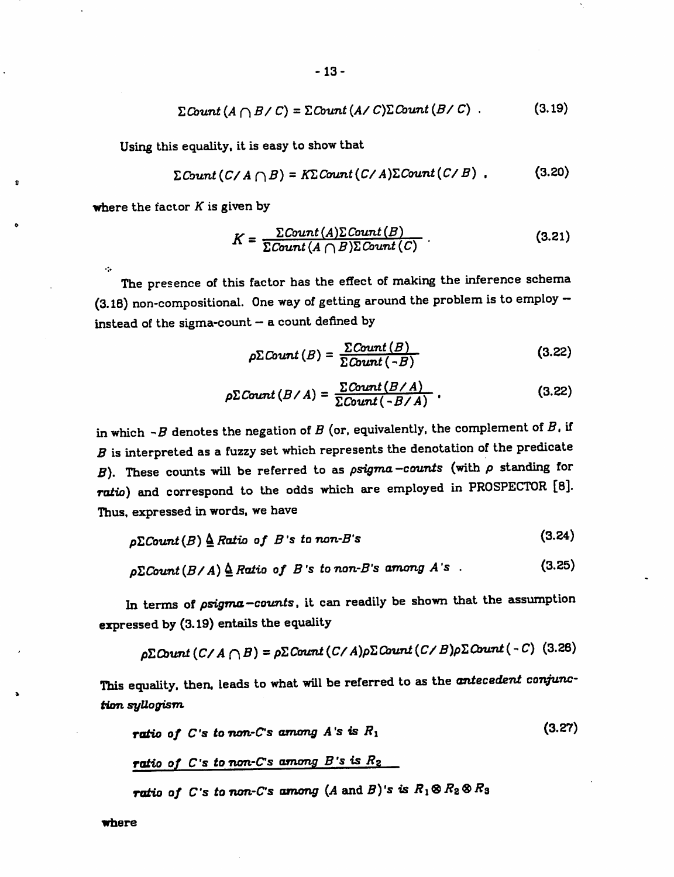$$\Sigma Count(A \cap B / C) = \Sigma Count(A / C) \Sigma Count(B / C) \ . \tag{3.19}$$

Using this equality, it is easy to show that

$$\Sigma Count(C / A \cap B) = K \Sigma Count(C / A) \Sigma Count(C / B) \ , \tag{3.20}$$

where the factor $K$ is given by

$$K = \frac{\Sigma Count(A) \Sigma Count(B)}{\Sigma Count(A \cap B) \Sigma Count(C)} \ . \tag{3.21}$$

The presence of this factor has the effect of making the inference schema (3.18) non-compositional. One way of getting around the problem is to employ -- instead of the sigma-count -- a count defined by

$$\rho \Sigma Count(B) = \frac{\Sigma Count(B)}{\Sigma Count(-B)} \tag{3.22}$$

$$\rho \Sigma Count(B / A) = \frac{\Sigma Count(B / A)}{\Sigma Count(-B / A)} \ , \tag{3.22}$$

in which $-B$ denotes the negation of $B$ (or, equivalently, the complement of $B$, if $B$ is interpreted as a fuzzy set which represents the denotation of the predicate $B$). These counts will be referred to as *psigma-counts* (with $\rho$ standing for *ratio*) and correspond to the odds which are employed in PROSPECTOR [8]. Thus, expressed in words, we have

$$\rho \Sigma Count(B) \triangleq Ratio \ of \ B\text{'s} \ to \ non\text{-}B\text{'s} \tag{3.24}$$

$$\rho \Sigma Count(B / A) \triangleq Ratio \ of \ B\text{'s} \ to \ non\text{-}B\text{'s} \ among \ A\text{'s} \ . \tag{3.25}$$

In terms of *psigma-counts*, it can readily be shown that the assumption expressed by (3.19) entails the equality

$$\rho \Sigma Count(C / A \cap B) = \rho \Sigma Count(C / A) \rho \Sigma Count(C / B) \rho \Sigma Count(-C) \tag{3.26}$$

This equality, then, leads to what will be referred to as the *antecedent conjunction syllogism*

*ratio of C's to non-C's among A's is* $R_1$ (3.27)

*ratio of C's to non-C's among B's is* $R_2$

---

*ratio of C's to non-C's among* ($A$ and $B$)*'s is* $R_1 \otimes R_2 \otimes R_3$

where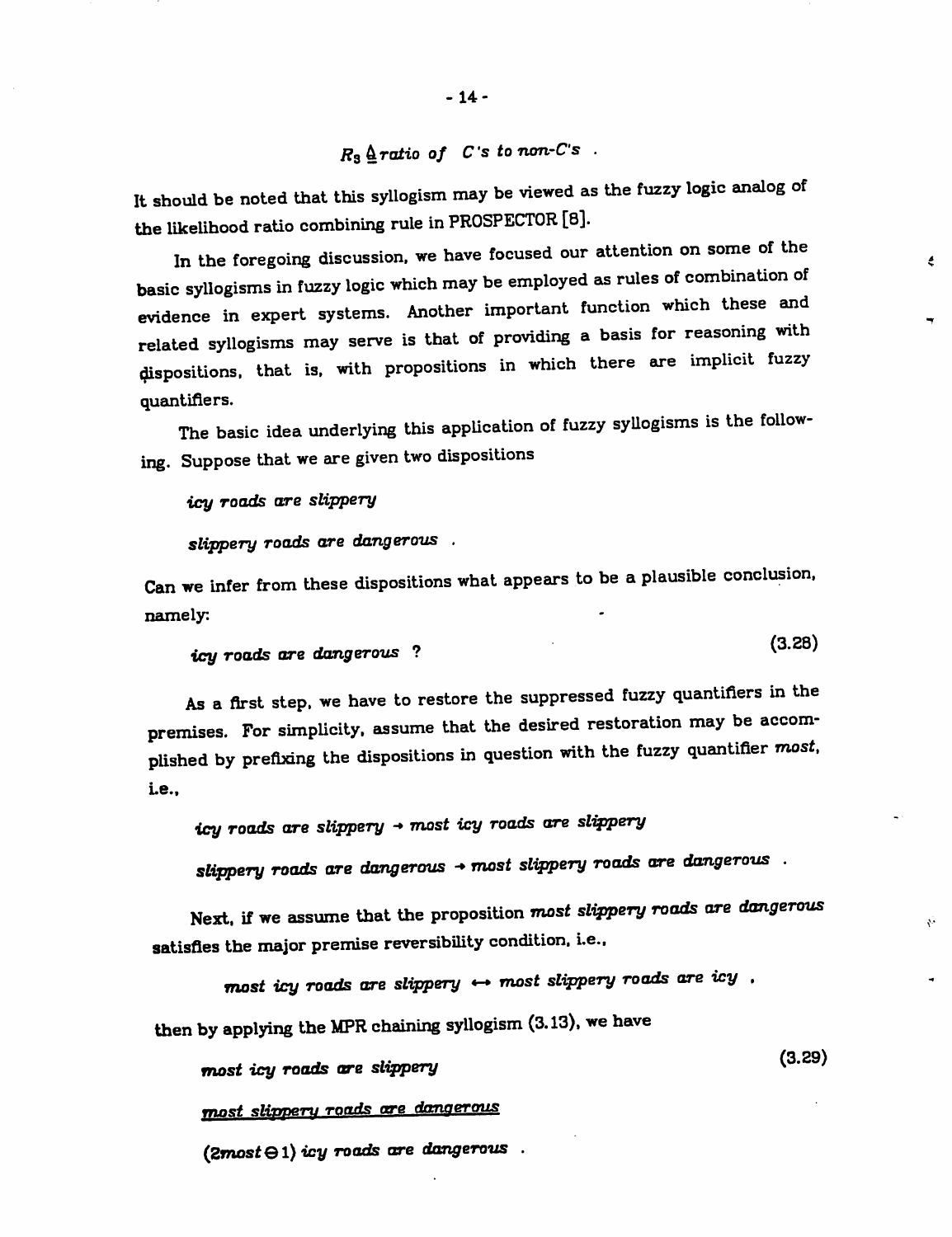$R_3 \triangleq$ *ratio of C's to non-C's* .

It should be noted that this syllogism may be viewed as the fuzzy logic analog of the likelihood ratio combining rule in PROSPECTOR [8].

In the foregoing discussion, we have focused our attention on some of the basic syllogisms in fuzzy logic which may be employed as rules of combination of evidence in expert systems. Another important function which these and related syllogisms may serve is that of providing a basis for reasoning with dispositions, that is, with propositions in which there are implicit fuzzy quantifiers.

The basic idea underlying this application of fuzzy syllogisms is the following. Suppose that we are given two dispositions

*icy roads are slippery*

*slippery roads are dangerous* .

Can we infer from these dispositions what appears to be a plausible conclusion, namely:

*icy roads are dangerous* ? (3.28)

As a first step, we have to restore the suppressed fuzzy quantifiers in the premises. For simplicity, assume that the desired restoration may be accomplished by prefixing the dispositions in question with the fuzzy quantifier *most*, i.e.,

*icy roads are slippery* $\rightarrow$ *most icy roads are slippery*

*slippery roads are dangerous* $\rightarrow$ *most slippery roads are dangerous* .

Next, if we assume that the proposition *most slippery roads are dangerous* satisfies the major premise reversibility condition, i.e.,

*most icy roads are slippery* $\leftrightarrow$ *most slippery roads are icy* ,

then by applying the MPR chaining syllogism (3.13), we have

*most icy roads are slippery* (3.29)

<u>*most slippery roads are dangerous*</u>

$(2most \ominus 1)$ *icy roads are dangerous* .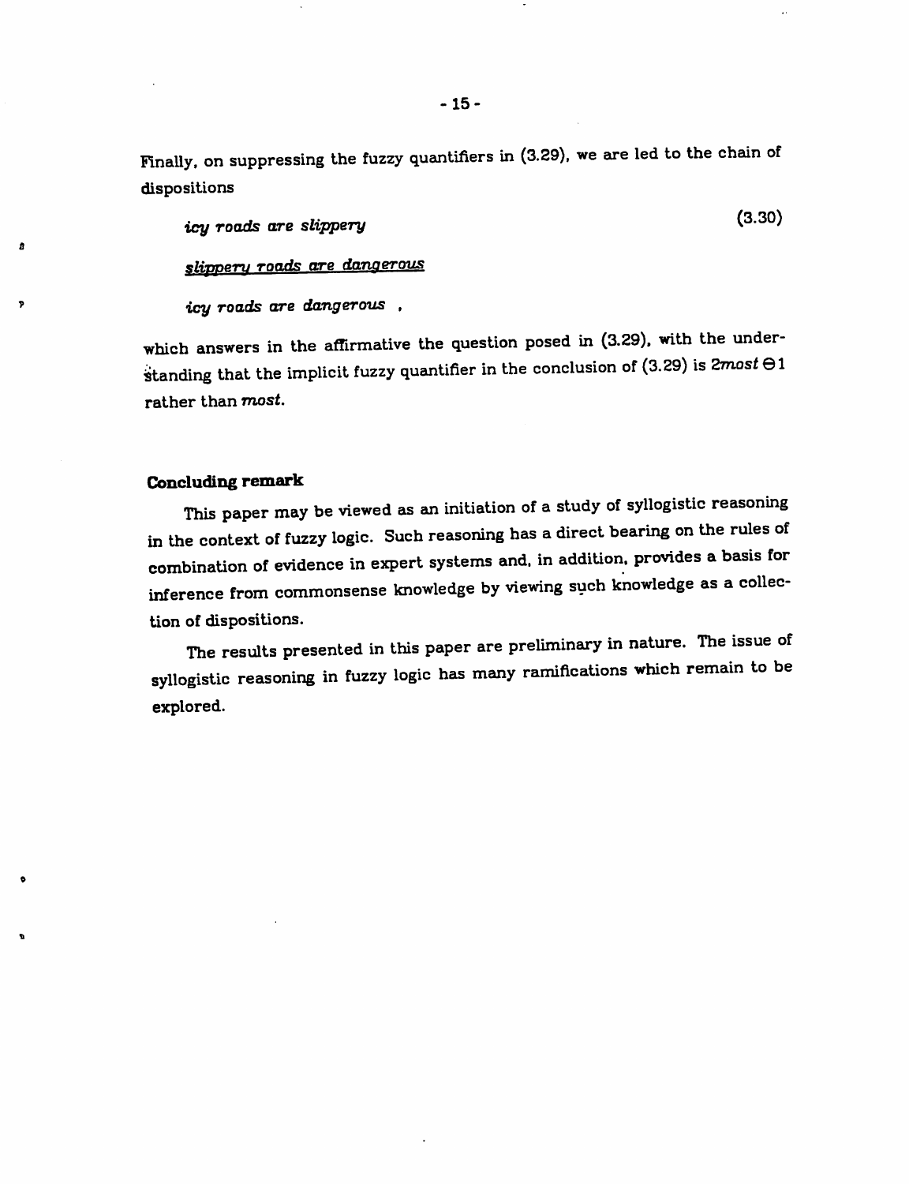Finally, on suppressing the fuzzy quantifiers in (3.29), we are led to the chain of dispositions

*icy roads are slippery* (3.30)

*slippery roads are dangerous*

*icy roads are dangerous* ,

which answers in the affirmative the question posed in (3.29), with the understanding that the implicit fuzzy quantifier in the conclusion of (3.29) is $2most \ominus 1$ rather than *most*.

**Concluding remark**

This paper may be viewed as an initiation of a study of syllogistic reasoning in the context of fuzzy logic. Such reasoning has a direct bearing on the rules of combination of evidence in expert systems and, in addition, provides a basis for inference from commonsense knowledge by viewing such knowledge as a collection of dispositions.

The results presented in this paper are preliminary in nature. The issue of syllogistic reasoning in fuzzy logic has many ramifications which remain to be explored.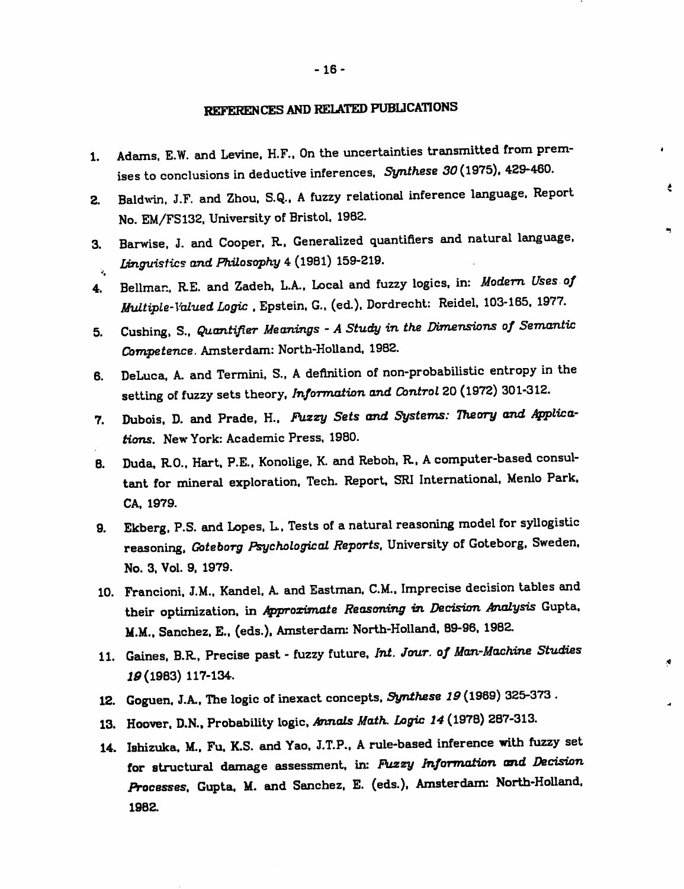## REFERENCES AND RELATED PUBLICATIONS

1. Adams, E.W. and Levine, H.F., On the uncertainties transmitted from premises to conclusions in deductive inferences, *Synthese 30* (1975), 429-460.
2. Baldwin, J.F. and Zhou, S.Q., A fuzzy relational inference language, Report No. EM/FS132, University of Bristol, 1982.
3. Barwise, J. and Cooper, R., Generalized quantifiers and natural language, *Linguistics and Philosophy* 4 (1981) 159-219.
4. Bellman, R.E. and Zadeh, L.A., Local and fuzzy logics, in: *Modern Uses of Multiple-Valued Logic* , Epstein, G., (ed.), Dordrecht: Reidel, 103-165, 1977.
5. Cushing, S., *Quantifier Meanings - A Study in the Dimensions of Semantic Competence*. Amsterdam: North-Holland, 1982.
6. DeLuca, A. and Termini, S., A definition of non-probabilistic entropy in the setting of fuzzy sets theory, *Information and Control* 20 (1972) 301-312.
7. Dubois, D. and Prade, H., *Fuzzy Sets and Systems: Theory and Applications*. New York: Academic Press, 1980.
8. Duda, R.O., Hart, P.E., Konolige, K. and Reboh, R., A computer-based consultant for mineral exploration, Tech. Report, SRI International, Menlo Park, CA, 1979.
9. Ekberg, P.S. and Lopes, L., Tests of a natural reasoning model for syllogistic reasoning, *Goteborg Psychological Reports*, University of Goteborg, Sweden, No. 3, Vol. 9, 1979.
10. Francioni, J.M., Kandel, A. and Eastman, C.M., Imprecise decision tables and their optimization, in *Approximate Reasoning in Decision Analysis* Gupta, M.M., Sanchez, E., (eds.), Amsterdam: North-Holland, 89-96, 1982.
11. Gaines, B.R., Precise past - fuzzy future, *Int. Jour. of Man-Machine Studies 19* (1983) 117-134.
12. Goguen, J.A., The logic of inexact concepts, *Synthese 19* (1969) 325-373 .
13. Hoover, D.N., Probability logic, *Annals Math. Logic 14* (1978) 287-313.
14. Ishizuka, M., Fu, K.S. and Yao, J.T.P., A rule-based inference with fuzzy set for structural damage assessment, in: *Fuzzy Information and Decision Processes*, Gupta, M. and Sanchez, E. (eds.), Amsterdam: North-Holland, 1982.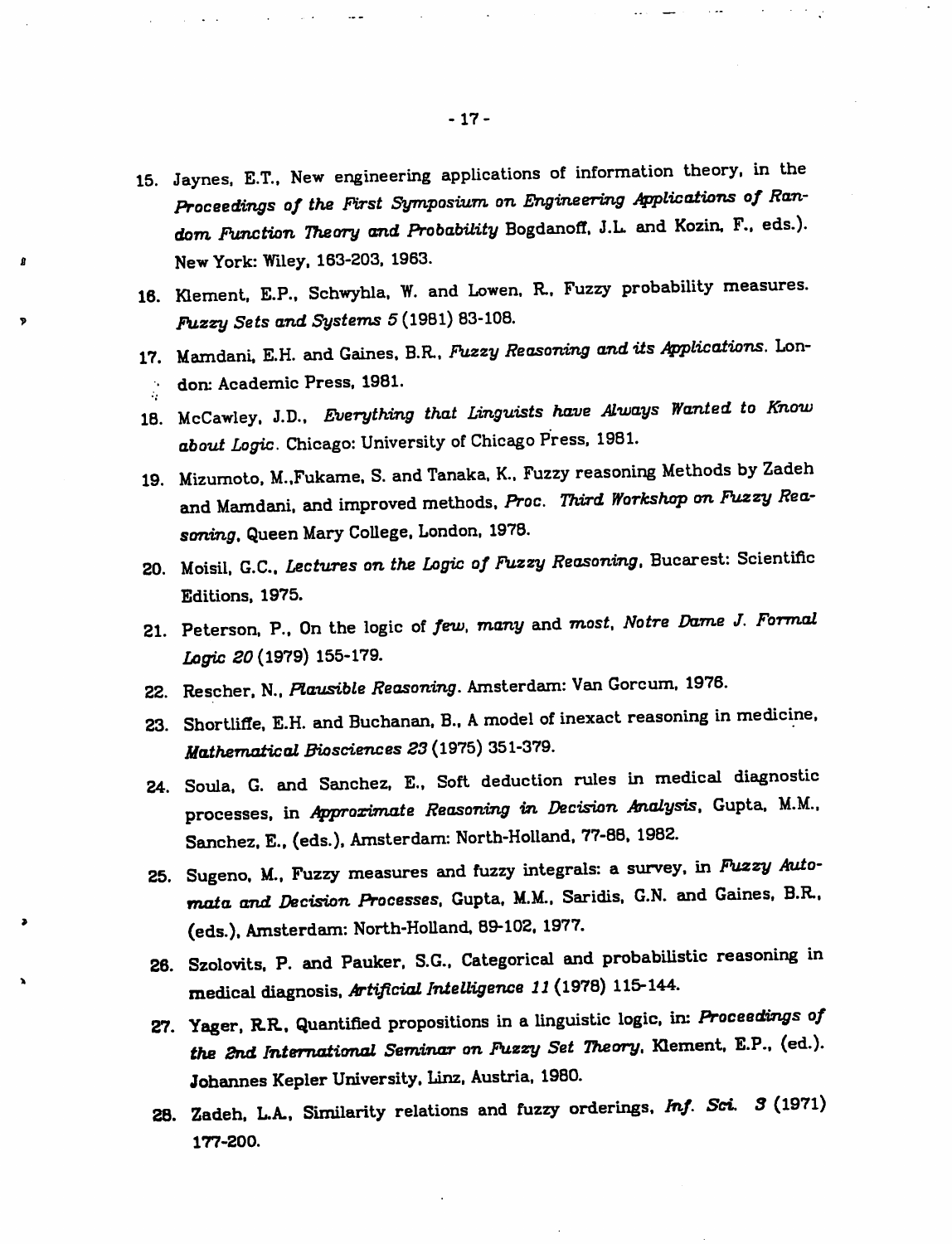15. Jaynes, E.T., New engineering applications of information theory, in the *Proceedings of the First Symposium on Engineering Applications of Random Function Theory and Probability* Bogdanoff, J.L. and Kozin, F., eds.). New York: Wiley, 163-203, 1963.

16. Klement, E.P., Schwyhla, W. and Lowen, R., Fuzzy probability measures. *Fuzzy Sets and Systems 5* (1981) 83-108.

17. Mamdani, E.H. and Gaines, B.R., *Fuzzy Reasoning and its Applications*. London: Academic Press, 1981.

18. McCawley, J.D., *Everything that Linguists have Always Wanted to Know about Logic*. Chicago: University of Chicago Press, 1981.

19. Mizumoto, M.,Fukame, S. and Tanaka, K., Fuzzy reasoning Methods by Zadeh and Mamdani, and improved methods, *Proc. Third Workshop on Fuzzy Reasoning*, Queen Mary College, London, 1978.

20. Moisil, G.C., *Lectures on the Logic of Fuzzy Reasoning*, Bucarest: Scientific Editions, 1975.

21. Peterson, P., On the logic of *few*, *many* and *most*, *Notre Dame J. Formal Logic 20* (1979) 155-179.

22. Rescher, N., *Plausible Reasoning*. Amsterdam: Van Gorcum, 1976.

23. Shortliffe, E.H. and Buchanan, B., A model of inexact reasoning in medicine, *Mathematical Biosciences 23* (1975) 351-379.

24. Soula, G. and Sanchez, E., Soft deduction rules in medical diagnostic processes, in *Approximate Reasoning in Decision Analysis*, Gupta, M.M., Sanchez, E., (eds.), Amsterdam: North-Holland, 77-88, 1982.

25. Sugeno, M., Fuzzy measures and fuzzy integrals: a survey, in *Fuzzy Automata and Decision Processes*, Gupta, M.M., Saridis, G.N. and Gaines, B.R., (eds.), Amsterdam: North-Holland, 89-102, 1977.

26. Szolovits, P. and Pauker, S.G., Categorical and probabilistic reasoning in medical diagnosis, *Artificial Intelligence 11* (1978) 115-144.

27. Yager, R.R., Quantified propositions in a linguistic logic, in: *Proceedings of the 2nd International Seminar on Fuzzy Set Theory*, Klement, E.P., (ed.). Johannes Kepler University, Linz, Austria, 1980.

28. Zadeh, L.A., Similarity relations and fuzzy orderings, *Inf. Sci. 3* (1971) 177-200.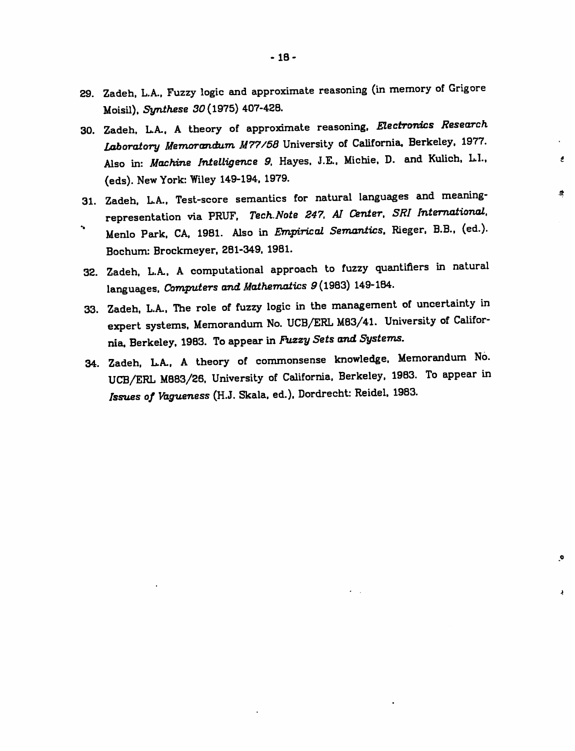29. Zadeh, L.A., Fuzzy logic and approximate reasoning (in memory of Grigore Moisil), *Synthese 30* (1975) 407-428.

30. Zadeh, L.A., A theory of approximate reasoning, *Electronics Research Laboratory Memorandum M77/58* University of California, Berkeley, 1977. Also in: *Machine Intelligence 9*, Hayes, J.E., Michie, D. and Kulich, L.I., (eds). New York: Wiley 149-194, 1979.

31. Zadeh, L.A., Test-score semantics for natural languages and meaning-representation via PRUF, *Tech.Note 247, AI Center, SRI International*, Menlo Park, CA, 1981. Also in *Empirical Semantics*, Rieger, B.B., (ed.). Bochum: Brockmeyer, 281-349, 1981.

32. Zadeh, L.A., A computational approach to fuzzy quantifiers in natural languages, *Computers and Mathematics 9* (1983) 149-184.

33. Zadeh, L.A., The role of fuzzy logic in the management of uncertainty in expert systems, Memorandum No. UCB/ERL M83/41. University of California, Berkeley, 1983. To appear in *Fuzzy Sets and Systems*.

34. Zadeh, L.A., A theory of commonsense knowledge, Memorandum No. UCB/ERL M883/26, University of California, Berkeley, 1983. To appear in *Issues of Vagueness* (H.J. Skala, ed.), Dordrecht: Reidel, 1983.